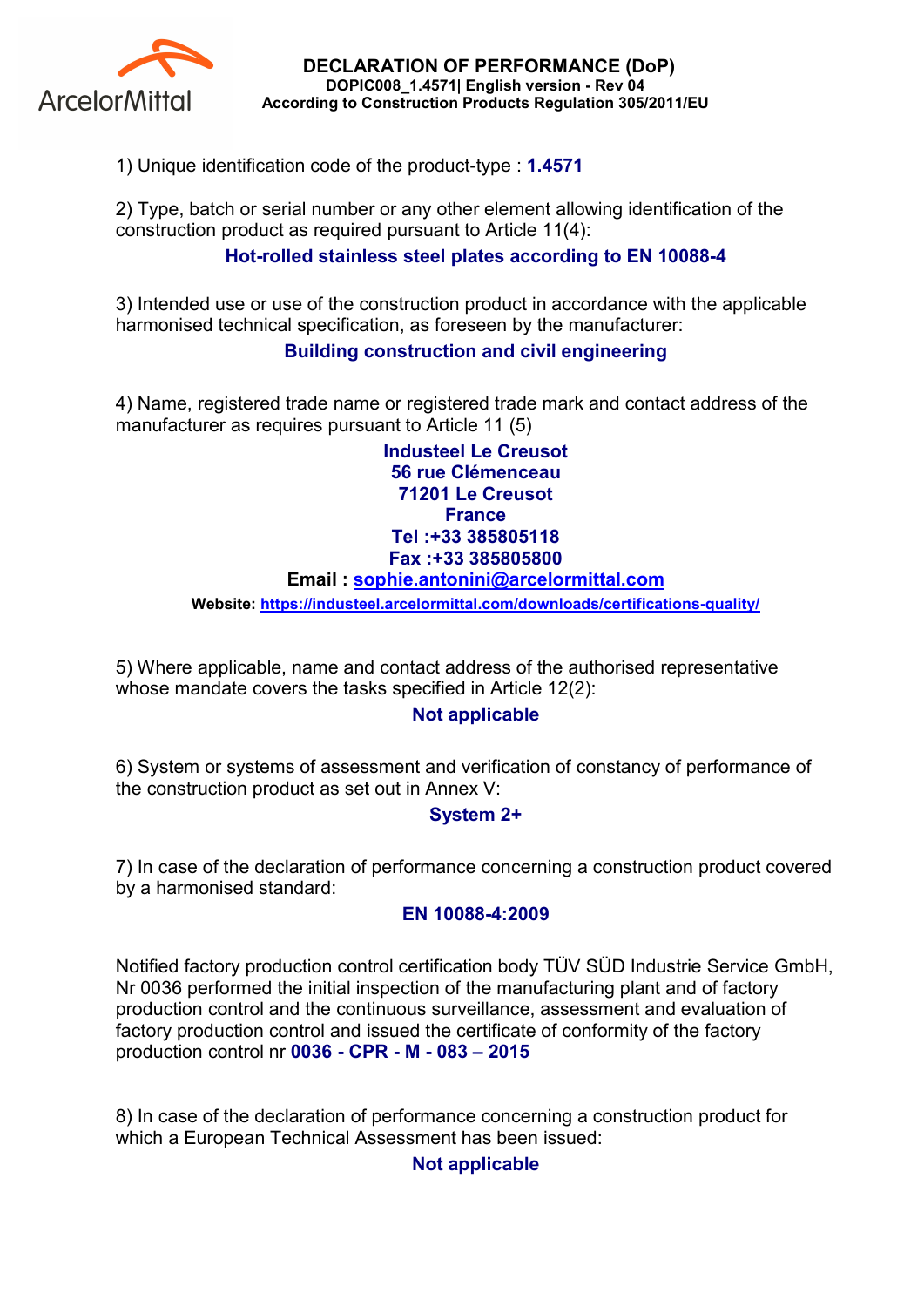ArcelorMittal

# DECLARATION OF PERFORMANCE (DoP)

**DOPIC008_1.4571| English version - Rev 04**

**According to Construction Products Regulation 305/2011/EU**

1) Unique identification code of the product-type : **1.4571**

2) Type, batch or serial number or any other element allowing identification of the construction product as required pursuant to Article 11(4):

**Hot-rolled stainless steel plates according to EN 10088-4**

3) Intended use or use of the construction product in accordance with the applicable harmonised technical specification, as foreseen by the manufacturer:

**Building construction and civil engineering**

4) Name, registered trade name or registered trade mark and contact address of the manufacturer as requires pursuant to Article 11 (5)

**Industeel Le Creusot**
**56 rue Clémenceau**
**71201 Le Creusot**
**France**
**Tel :+33 385805118**
**Fax :+33 385805800**
**Email : sophie.antonini@arcelormittal.com**
**Website: https://industeel.arcelormittal.com/downloads/certifications-quality/**

5) Where applicable, name and contact address of the authorised representative whose mandate covers the tasks specified in Article 12(2):

**Not applicable**

6) System or systems of assessment and verification of constancy of performance of the construction product as set out in Annex V:

**System 2+**

7) In case of the declaration of performance concerning a construction product covered by a harmonised standard:

**EN 10088-4:2009**

Notified factory production control certification body TÜV SÜD Industrie Service GmbH, Nr 0036 performed the initial inspection of the manufacturing plant and of factory production control and the continuous surveillance, assessment and evaluation of factory production control and issued the certificate of conformity of the factory production control nr **0036 - CPR - M - 083 – 2015**

8) In case of the declaration of performance concerning a construction product for which a European Technical Assessment has been issued:

**Not applicable**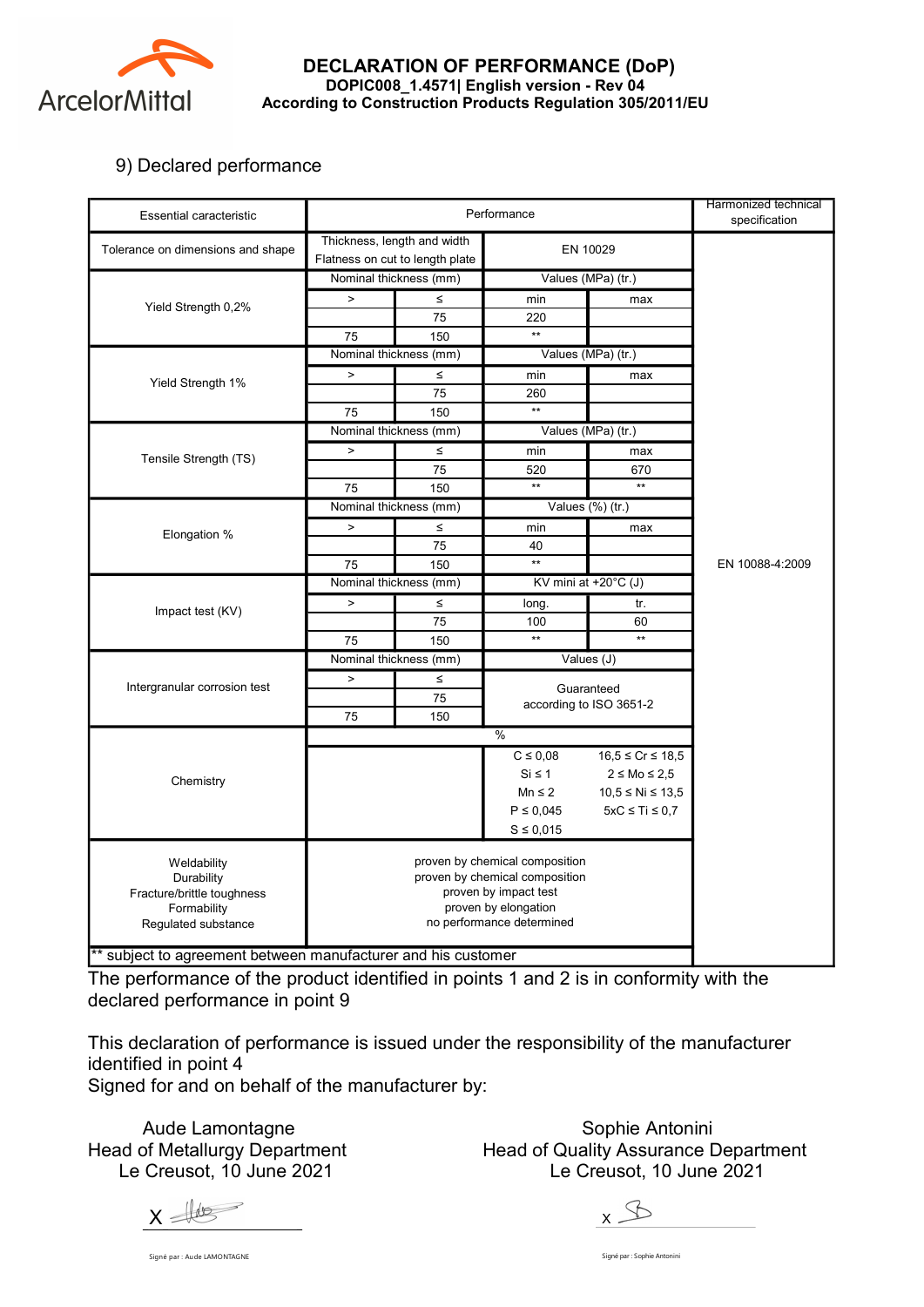# DECLARATION OF PERFORMANCE (DoP)

**DOPIC008_1.4571| English version - Rev 04**

**According to Construction Products Regulation 305/2011/EU**

## 9) Declared performance

| Essential caracteristic | Performance | | | | Harmonized technical specification |
|---|---|---|---|---|---|
| Tolerance on dimensions and shape | Thickness, length and width<br>Flatness on cut to length plate | | EN 10029 | | EN 10088-4:2009 |
| Yield Strength 0,2% | Nominal thickness (mm) | | Values (MPa) (tr.) | | |
| | > | ≤ | min | max | |
| | | 75 | 220 | | |
| | 75 | 150 | ** | | |
| Yield Strength 1% | Nominal thickness (mm) | | Values (MPa) (tr.) | | |
| | > | ≤ | min | max | |
| | | 75 | 260 | | |
| | 75 | 150 | ** | | |
| Tensile Strength (TS) | Nominal thickness (mm) | | Values (MPa) (tr.) | | |
| | > | ≤ | min | max | |
| | | 75 | 520 | 670 | |
| | 75 | 150 | ** | ** | |
| Elongation % | Nominal thickness (mm) | | Values (%) (tr.) | | |
| | > | ≤ | min | max | |
| | | 75 | 40 | | |
| | 75 | 150 | ** | | |
| Impact test (KV) | Nominal thickness (mm) | | KV mini at +20°C (J) | | |
| | > | ≤ | long. | tr. | |
| | | 75 | 100 | 60 | |
| | 75 | 150 | ** | ** | |
| Intergranular corrosion test | Nominal thickness (mm) | | Values (J) | | |
| | > | ≤ | Guaranteed according to ISO 3651-2 | | |
| | | 75 | | | |
| | 75 | 150 | | | |
| Chemistry | % | | | | |
| | | | C ≤ 0,08<br>Si ≤ 1<br>Mn ≤ 2<br>P ≤ 0,045<br>S ≤ 0,015 | 16,5 ≤ Cr ≤ 18,5<br>2 ≤ Mo ≤ 2,5<br>10,5 ≤ Ni ≤ 13,5<br>5xC ≤ Ti ≤ 0,7 | |
| Weldability<br>Durability<br>Fracture/brittle toughness<br>Formability<br>Regulated substance | proven by chemical composition<br>proven by chemical composition<br>proven by impact test<br>proven by elongation<br>no performance determined | | | | |

** subject to agreement between manufacturer and his customer

The performance of the product identified in points 1 and 2 is in conformity with the declared performance in point 9

This declaration of performance is issued under the responsibility of the manufacturer identified in point 4

Signed for and on behalf of the manufacturer by:

Aude Lamontagne
Head of Metallurgy Department
Le Creusot, 10 June 2021

X

Signé par : Aude LAMONTAGNE

Sophie Antonini
Head of Quality Assurance Department
Le Creusot, 10 June 2021

X

Signé par : Sophie Antonini